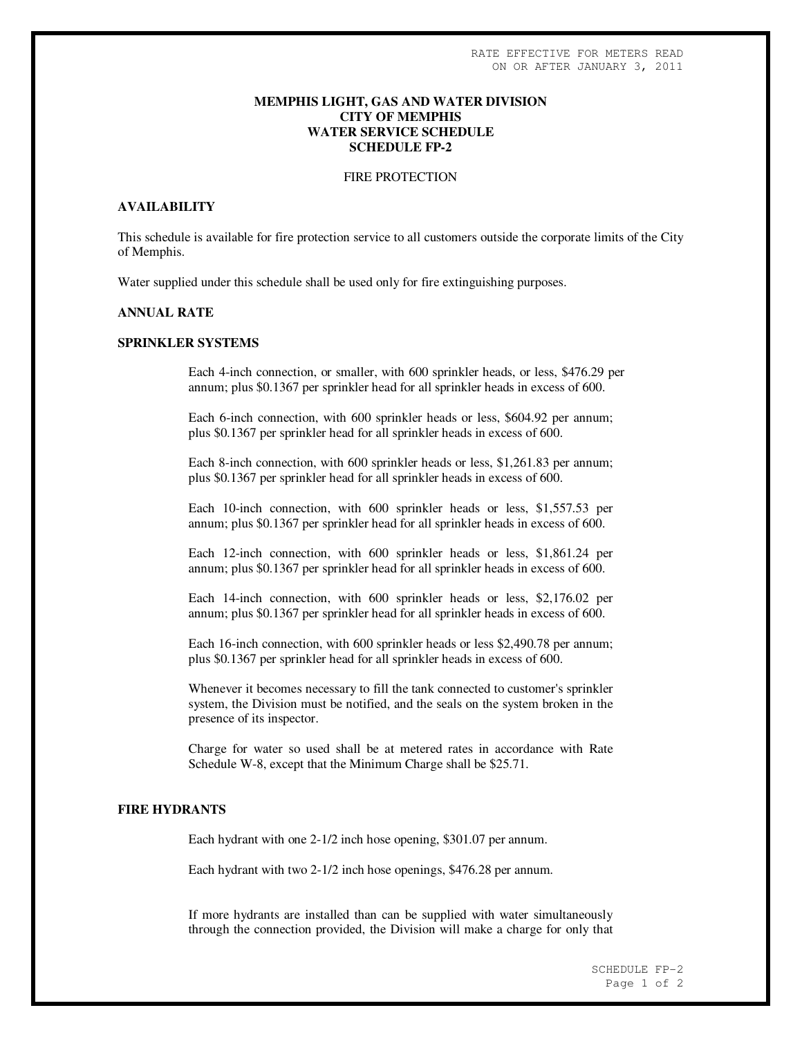RATE EFFECTIVE FOR METERS READ ON OR AFTER JANUARY 3, 2011

**MEMPHIS LIGHT, GAS AND WATER DIVISION**
**CITY OF MEMPHIS**
**WATER SERVICE SCHEDULE**
**SCHEDULE FP-2**

FIRE PROTECTION

## AVAILABILITY

This schedule is available for fire protection service to all customers outside the corporate limits of the City of Memphis.

Water supplied under this schedule shall be used only for fire extinguishing purposes.

## ANNUAL RATE

## SPRINKLER SYSTEMS

Each 4-inch connection, or smaller, with 600 sprinkler heads, or less, $476.29 per annum; plus $0.1367 per sprinkler head for all sprinkler heads in excess of 600.

Each 6-inch connection, with 600 sprinkler heads or less, $604.92 per annum; plus $0.1367 per sprinkler head for all sprinkler heads in excess of 600.

Each 8-inch connection, with 600 sprinkler heads or less, $1,261.83 per annum; plus $0.1367 per sprinkler head for all sprinkler heads in excess of 600.

Each 10-inch connection, with 600 sprinkler heads or less, $1,557.53 per annum; plus $0.1367 per sprinkler head for all sprinkler heads in excess of 600.

Each 12-inch connection, with 600 sprinkler heads or less, $1,861.24 per annum; plus $0.1367 per sprinkler head for all sprinkler heads in excess of 600.

Each 14-inch connection, with 600 sprinkler heads or less, $2,176.02 per annum; plus $0.1367 per sprinkler head for all sprinkler heads in excess of 600.

Each 16-inch connection, with 600 sprinkler heads or less $2,490.78 per annum; plus $0.1367 per sprinkler head for all sprinkler heads in excess of 600.

Whenever it becomes necessary to fill the tank connected to customer's sprinkler system, the Division must be notified, and the seals on the system broken in the presence of its inspector.

Charge for water so used shall be at metered rates in accordance with Rate Schedule W-8, except that the Minimum Charge shall be $25.71.

## FIRE HYDRANTS

Each hydrant with one 2-1/2 inch hose opening, $301.07 per annum.

Each hydrant with two 2-1/2 inch hose openings, $476.28 per annum.

If more hydrants are installed than can be supplied with water simultaneously through the connection provided, the Division will make a charge for only that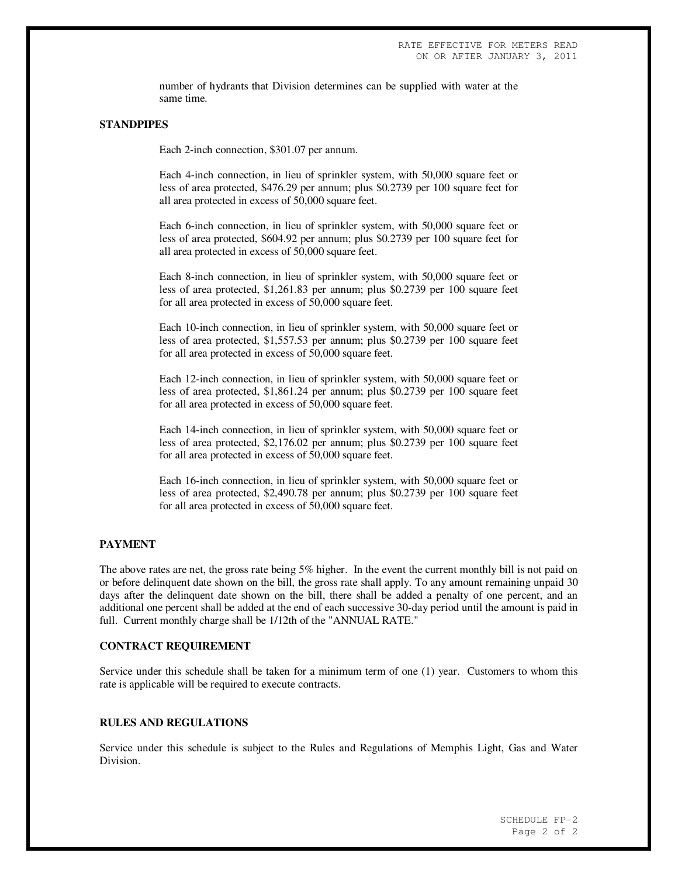number of hydrants that Division determines can be supplied with water at the same time.

## STANDPIPES

Each 2-inch connection, $301.07 per annum.

Each 4-inch connection, in lieu of sprinkler system, with 50,000 square feet or less of area protected, $476.29 per annum; plus $0.2739 per 100 square feet for all area protected in excess of 50,000 square feet.

Each 6-inch connection, in lieu of sprinkler system, with 50,000 square feet or less of area protected, $604.92 per annum; plus $0.2739 per 100 square feet for all area protected in excess of 50,000 square feet.

Each 8-inch connection, in lieu of sprinkler system, with 50,000 square feet or less of area protected, $1,261.83 per annum; plus $0.2739 per 100 square feet for all area protected in excess of 50,000 square feet.

Each 10-inch connection, in lieu of sprinkler system, with 50,000 square feet or less of area protected, $1,557.53 per annum; plus $0.2739 per 100 square feet for all area protected in excess of 50,000 square feet.

Each 12-inch connection, in lieu of sprinkler system, with 50,000 square feet or less of area protected, $1,861.24 per annum; plus $0.2739 per 100 square feet for all area protected in excess of 50,000 square feet.

Each 14-inch connection, in lieu of sprinkler system, with 50,000 square feet or less of area protected, $2,176.02 per annum; plus $0.2739 per 100 square feet for all area protected in excess of 50,000 square feet.

Each 16-inch connection, in lieu of sprinkler system, with 50,000 square feet or less of area protected, $2,490.78 per annum; plus $0.2739 per 100 square feet for all area protected in excess of 50,000 square feet.

## PAYMENT

The above rates are net, the gross rate being 5% higher. In the event the current monthly bill is not paid on or before delinquent date shown on the bill, the gross rate shall apply. To any amount remaining unpaid 30 days after the delinquent date shown on the bill, there shall be added a penalty of one percent, and an additional one percent shall be added at the end of each successive 30-day period until the amount is paid in full. Current monthly charge shall be 1/12th of the "ANNUAL RATE."

## CONTRACT REQUIREMENT

Service under this schedule shall be taken for a minimum term of one (1) year. Customers to whom this rate is applicable will be required to execute contracts.

## RULES AND REGULATIONS

Service under this schedule is subject to the Rules and Regulations of Memphis Light, Gas and Water Division.